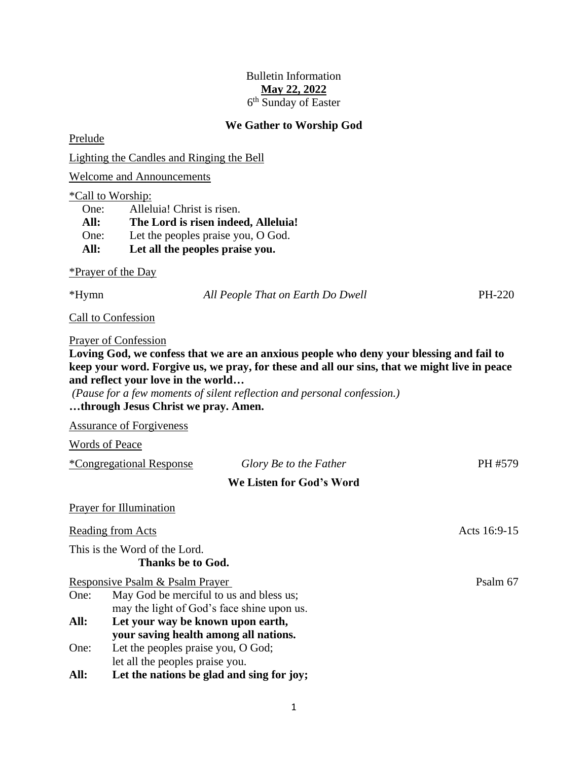Bulletin Information

**May 22, 2022**

6th Sunday of Easter

## We Gather to Worship God

Prelude

Lighting the Candles and Ringing the Bell

Welcome and Announcements

*Call to Worship:

One: Alleluia! Christ is risen.
**All: The Lord is risen indeed, Alleluia!**
One: Let the peoples praise you, O God.
**All: Let all the peoples praise you.**

*Prayer of the Day

*Hymn — *All People That on Earth Do Dwell* — PH-220

Call to Confession

Prayer of Confession

**Loving God, we confess that we are an anxious people who deny your blessing and fail to keep your word. Forgive us, we pray, for these and all our sins, that we might live in peace and reflect your love in the world…**

*(Pause for a few moments of silent reflection and personal confession.)*

**…through Jesus Christ we pray. Amen.**

Assurance of Forgiveness

Words of Peace

*Congregational Response — *Glory Be to the Father* — PH #579

## We Listen for God's Word

Prayer for Illumination

Reading from Acts — Acts 16:9-15

This is the Word of the Lord.
**Thanks be to God.**

Responsive Psalm & Psalm Prayer — Psalm 67

One: May God be merciful to us and bless us;
may the light of God's face shine upon us.
**All: Let your way be known upon earth,
your saving health among all nations.**
One: Let the peoples praise you, O God;
let all the peoples praise you.
**All: Let the nations be glad and sing for joy;**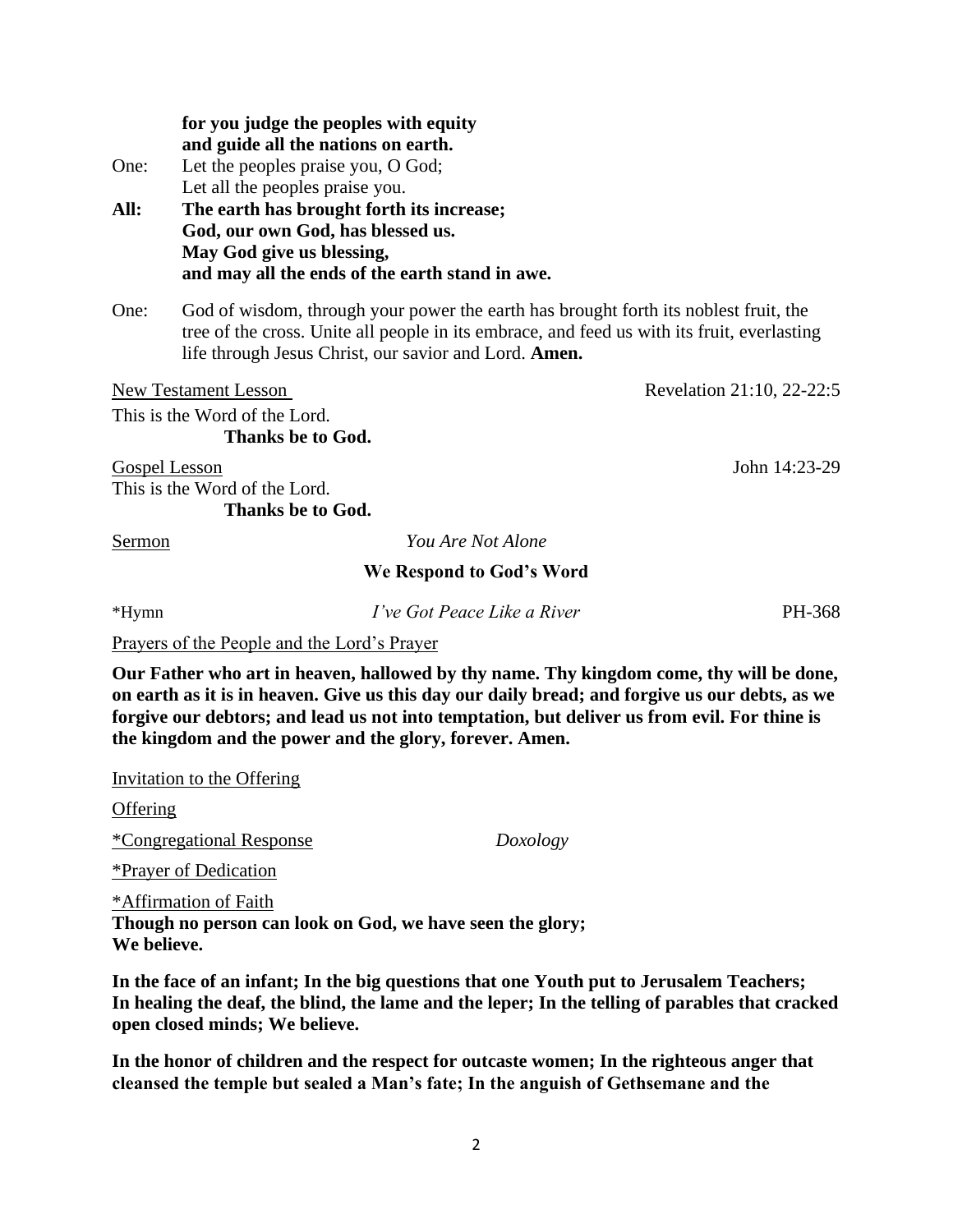**for you judge the peoples with equity**
**and guide all the nations on earth.**

One: Let the peoples praise you, O God;
Let all the peoples praise you.

**All: The earth has brought forth its increase;**
**God, our own God, has blessed us.**
**May God give us blessing,**
**and may all the ends of the earth stand in awe.**

One: God of wisdom, through your power the earth has brought forth its noblest fruit, the tree of the cross. Unite all people in its embrace, and feed us with its fruit, everlasting life through Jesus Christ, our savior and Lord. **Amen.**

New Testament Lesson — Revelation 21:10, 22-22:5

This is the Word of the Lord.
**Thanks be to God.**

Gospel Lesson — John 14:23-29

This is the Word of the Lord.
**Thanks be to God.**

Sermon — *You Are Not Alone*

## We Respond to God's Word

*Hymn — *I've Got Peace Like a River* — PH-368

Prayers of the People and the Lord's Prayer

**Our Father who art in heaven, hallowed by thy name. Thy kingdom come, thy will be done, on earth as it is in heaven. Give us this day our daily bread; and forgive us our debts, as we forgive our debtors; and lead us not into temptation, but deliver us from evil. For thine is the kingdom and the power and the glory, forever. Amen.**

Invitation to the Offering

Offering

*Congregational Response — *Doxology*

*Prayer of Dedication

*Affirmation of Faith

**Though no person can look on God, we have seen the glory;**
**We believe.**

**In the face of an infant; In the big questions that one Youth put to Jerusalem Teachers; In healing the deaf, the blind, the lame and the leper; In the telling of parables that cracked open closed minds; We believe.**

**In the honor of children and the respect for outcaste women; In the righteous anger that cleansed the temple but sealed a Man's fate; In the anguish of Gethsemane and the**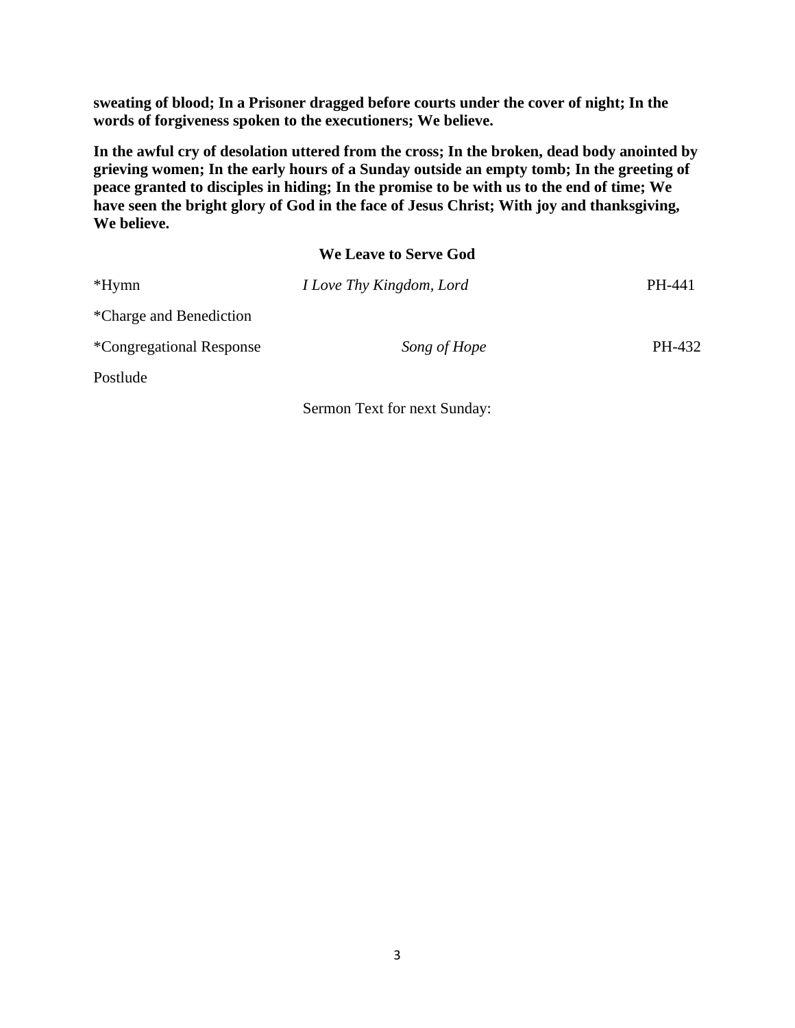**sweating of blood; In a Prisoner dragged before courts under the cover of night; In the words of forgiveness spoken to the executioners; We believe.**

**In the awful cry of desolation uttered from the cross; In the broken, dead body anointed by grieving women; In the early hours of a Sunday outside an empty tomb; In the greeting of peace granted to disciples in hiding; In the promise to be with us to the end of time; We have seen the bright glory of God in the face of Jesus Christ; With joy and thanksgiving, We believe.**

**We Leave to Serve God**

*Hymn *I Love Thy Kingdom, Lord* PH-441

*Charge and Benediction

*Congregational Response *Song of Hope* PH-432

Postlude

Sermon Text for next Sunday: